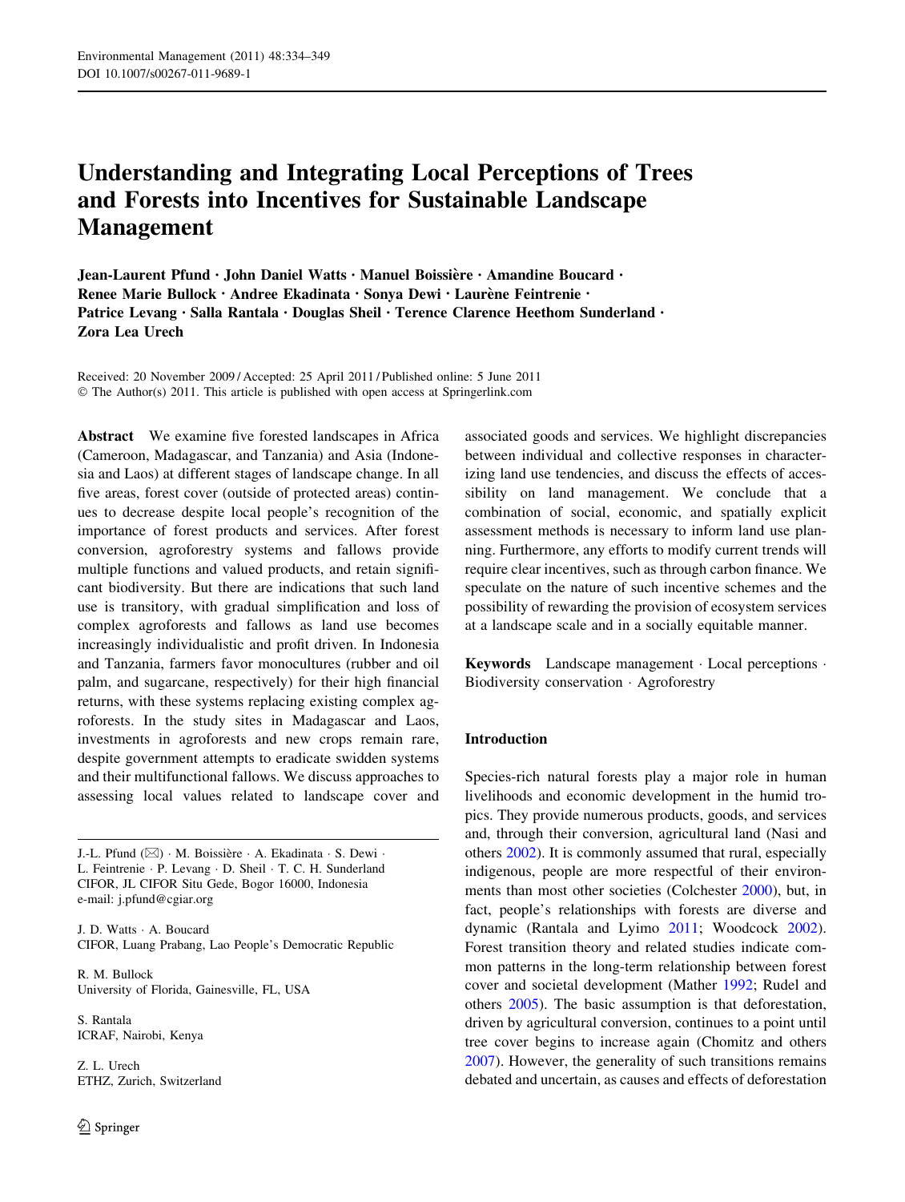# Understanding and Integrating Local Perceptions of Trees and Forests into Incentives for Sustainable Landscape Management

**Jean-Laurent Pfund · John Daniel Watts · Manuel Boissière · Amandine Boucard · Renee Marie Bullock · Andree Ekadinata · Sonya Dewi · Laurène Feintrenie · Patrice Levang · Salla Rantala · Douglas Sheil · Terence Clarence Heethom Sunderland · Zora Lea Urech**

Received: 20 November 2009 / Accepted: 25 April 2011 / Published online: 5 June 2011
© The Author(s) 2011. This article is published with open access at Springerlink.com

**Abstract** We examine five forested landscapes in Africa (Cameroon, Madagascar, and Tanzania) and Asia (Indonesia and Laos) at different stages of landscape change. In all five areas, forest cover (outside of protected areas) continues to decrease despite local people's recognition of the importance of forest products and services. After forest conversion, agroforestry systems and fallows provide multiple functions and valued products, and retain significant biodiversity. But there are indications that such land use is transitory, with gradual simplification and loss of complex agroforests and fallows as land use becomes increasingly individualistic and profit driven. In Indonesia and Tanzania, farmers favor monocultures (rubber and oil palm, and sugarcane, respectively) for their high financial returns, with these systems replacing existing complex agroforests. In the study sites in Madagascar and Laos, investments in agroforests and new crops remain rare, despite government attempts to eradicate swidden systems and their multifunctional fallows. We discuss approaches to assessing local values related to landscape cover and associated goods and services. We highlight discrepancies between individual and collective responses in characterizing land use tendencies, and discuss the effects of accessibility on land management. We conclude that a combination of social, economic, and spatially explicit assessment methods is necessary to inform land use planning. Furthermore, any efforts to modify current trends will require clear incentives, such as through carbon finance. We speculate on the nature of such incentive schemes and the possibility of rewarding the provision of ecosystem services at a landscape scale and in a socially equitable manner.

**Keywords** Landscape management · Local perceptions · Biodiversity conservation · Agroforestry

J.-L. Pfund (✉) · M. Boissière · A. Ekadinata · S. Dewi · L. Feintrenie · P. Levang · D. Sheil · T. C. H. Sunderland
CIFOR, JL CIFOR Situ Gede, Bogor 16000, Indonesia
e-mail: j.pfund@cgiar.org

J. D. Watts · A. Boucard
CIFOR, Luang Prabang, Lao People's Democratic Republic

R. M. Bullock
University of Florida, Gainesville, FL, USA

S. Rantala
ICRAF, Nairobi, Kenya

Z. L. Urech
ETHZ, Zurich, Switzerland

## Introduction

Species-rich natural forests play a major role in human livelihoods and economic development in the humid tropics. They provide numerous products, goods, and services and, through their conversion, agricultural land (Nasi and others 2002). It is commonly assumed that rural, especially indigenous, people are more respectful of their environments than most other societies (Colchester 2000), but, in fact, people's relationships with forests are diverse and dynamic (Rantala and Lyimo 2011; Woodcock 2002). Forest transition theory and related studies indicate common patterns in the long-term relationship between forest cover and societal development (Mather 1992; Rudel and others 2005). The basic assumption is that deforestation, driven by agricultural conversion, continues to a point until tree cover begins to increase again (Chomitz and others 2007). However, the generality of such transitions remains debated and uncertain, as causes and effects of deforestation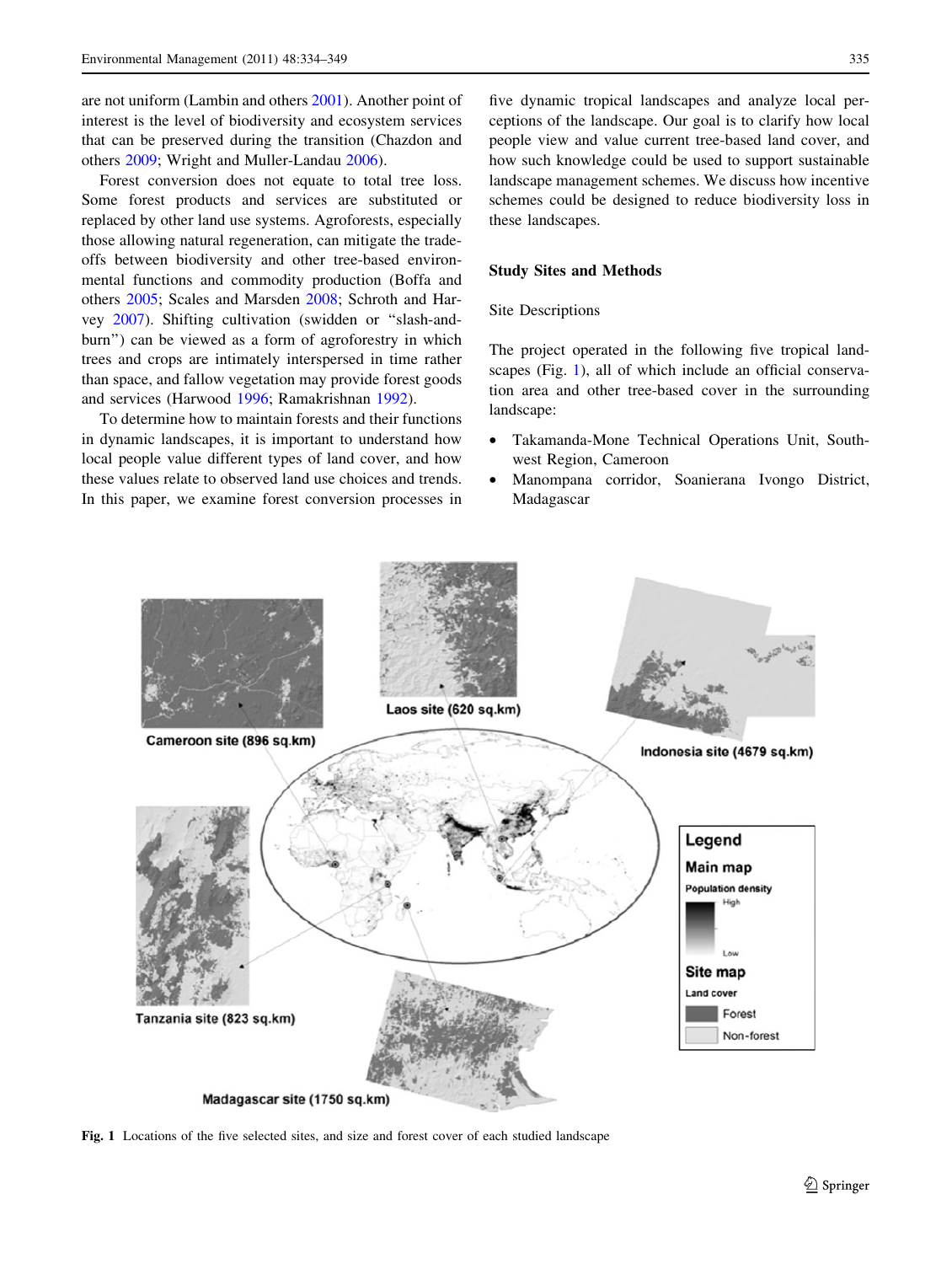are not uniform (Lambin and others 2001). Another point of interest is the level of biodiversity and ecosystem services that can be preserved during the transition (Chazdon and others 2009; Wright and Muller-Landau 2006).

Forest conversion does not equate to total tree loss. Some forest products and services are substituted or replaced by other land use systems. Agroforests, especially those allowing natural regeneration, can mitigate the trade-offs between biodiversity and other tree-based environmental functions and commodity production (Boffa and others 2005; Scales and Marsden 2008; Schroth and Harvey 2007). Shifting cultivation (swidden or "slash-and-burn") can be viewed as a form of agroforestry in which trees and crops are intimately interspersed in time rather than space, and fallow vegetation may provide forest goods and services (Harwood 1996; Ramakrishnan 1992).

To determine how to maintain forests and their functions in dynamic landscapes, it is important to understand how local people value different types of land cover, and how these values relate to observed land use choices and trends. In this paper, we examine forest conversion processes in five dynamic tropical landscapes and analyze local perceptions of the landscape. Our goal is to clarify how local people view and value current tree-based land cover, and how such knowledge could be used to support sustainable landscape management schemes. We discuss how incentive schemes could be designed to reduce biodiversity loss in these landscapes.

## Study Sites and Methods

### Site Descriptions

The project operated in the following five tropical landscapes (Fig. 1), all of which include an official conservation area and other tree-based cover in the surrounding landscape:

- Takamanda-Mone Technical Operations Unit, South-west Region, Cameroon
- Manompana corridor, Soanierana Ivongo District, Madagascar

Fig. 1 Locations of the five selected sites, and size and forest cover of each studied landscape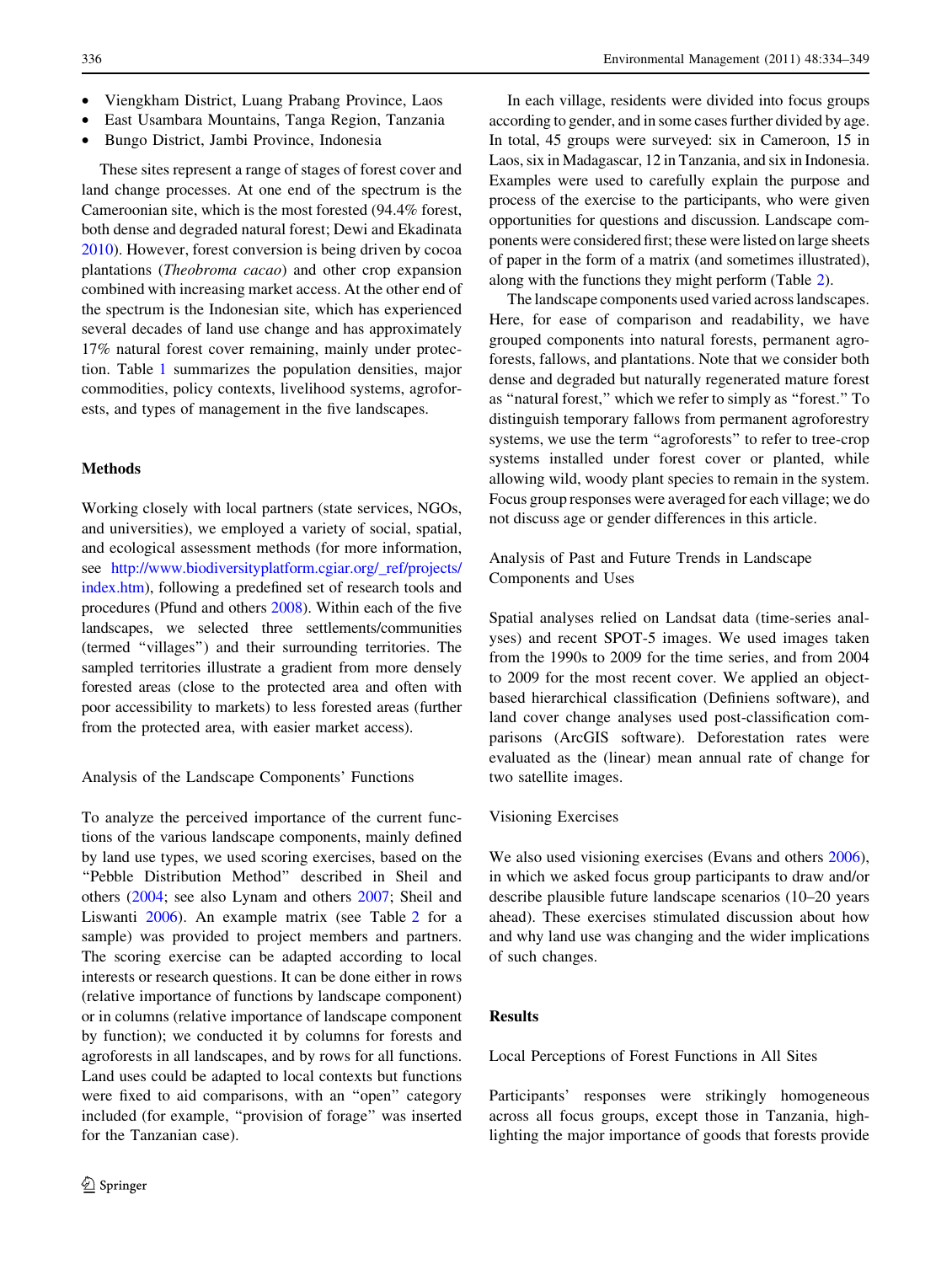- Viengkham District, Luang Prabang Province, Laos
- East Usambara Mountains, Tanga Region, Tanzania
- Bungo District, Jambi Province, Indonesia

These sites represent a range of stages of forest cover and land change processes. At one end of the spectrum is the Cameroonian site, which is the most forested (94.4% forest, both dense and degraded natural forest; Dewi and Ekadinata 2010). However, forest conversion is being driven by cocoa plantations (*Theobroma cacao*) and other crop expansion combined with increasing market access. At the other end of the spectrum is the Indonesian site, which has experienced several decades of land use change and has approximately 17% natural forest cover remaining, mainly under protection. Table 1 summarizes the population densities, major commodities, policy contexts, livelihood systems, agroforests, and types of management in the five landscapes.

## Methods

Working closely with local partners (state services, NGOs, and universities), we employed a variety of social, spatial, and ecological assessment methods (for more information, see http://www.biodiversityplatform.cgiar.org/_ref/projects/index.htm), following a predefined set of research tools and procedures (Pfund and others 2008). Within each of the five landscapes, we selected three settlements/communities (termed "villages") and their surrounding territories. The sampled territories illustrate a gradient from more densely forested areas (close to the protected area and often with poor accessibility to markets) to less forested areas (further from the protected area, with easier market access).

### Analysis of the Landscape Components' Functions

To analyze the perceived importance of the current functions of the various landscape components, mainly defined by land use types, we used scoring exercises, based on the "Pebble Distribution Method" described in Sheil and others (2004; see also Lynam and others 2007; Sheil and Liswanti 2006). An example matrix (see Table 2 for a sample) was provided to project members and partners. The scoring exercise can be adapted according to local interests or research questions. It can be done either in rows (relative importance of functions by landscape component) or in columns (relative importance of landscape component by function); we conducted it by columns for forests and agroforests in all landscapes, and by rows for all functions. Land uses could be adapted to local contexts but functions were fixed to aid comparisons, with an "open" category included (for example, "provision of forage" was inserted for the Tanzanian case).

In each village, residents were divided into focus groups according to gender, and in some cases further divided by age. In total, 45 groups were surveyed: six in Cameroon, 15 in Laos, six in Madagascar, 12 in Tanzania, and six in Indonesia. Examples were used to carefully explain the purpose and process of the exercise to the participants, who were given opportunities for questions and discussion. Landscape components were considered first; these were listed on large sheets of paper in the form of a matrix (and sometimes illustrated), along with the functions they might perform (Table 2).

The landscape components used varied across landscapes. Here, for ease of comparison and readability, we have grouped components into natural forests, permanent agroforests, fallows, and plantations. Note that we consider both dense and degraded but naturally regenerated mature forest as "natural forest," which we refer to simply as "forest." To distinguish temporary fallows from permanent agroforestry systems, we use the term "agroforests" to refer to tree-crop systems installed under forest cover or planted, while allowing wild, woody plant species to remain in the system. Focus group responses were averaged for each village; we do not discuss age or gender differences in this article.

### Analysis of Past and Future Trends in Landscape Components and Uses

Spatial analyses relied on Landsat data (time-series analyses) and recent SPOT-5 images. We used images taken from the 1990s to 2009 for the time series, and from 2004 to 2009 for the most recent cover. We applied an object-based hierarchical classification (Definiens software), and land cover change analyses used post-classification comparisons (ArcGIS software). Deforestation rates were evaluated as the (linear) mean annual rate of change for two satellite images.

### Visioning Exercises

We also used visioning exercises (Evans and others 2006), in which we asked focus group participants to draw and/or describe plausible future landscape scenarios (10–20 years ahead). These exercises stimulated discussion about how and why land use was changing and the wider implications of such changes.

## Results

### Local Perceptions of Forest Functions in All Sites

Participants' responses were strikingly homogeneous across all focus groups, except those in Tanzania, highlighting the major importance of goods that forests provide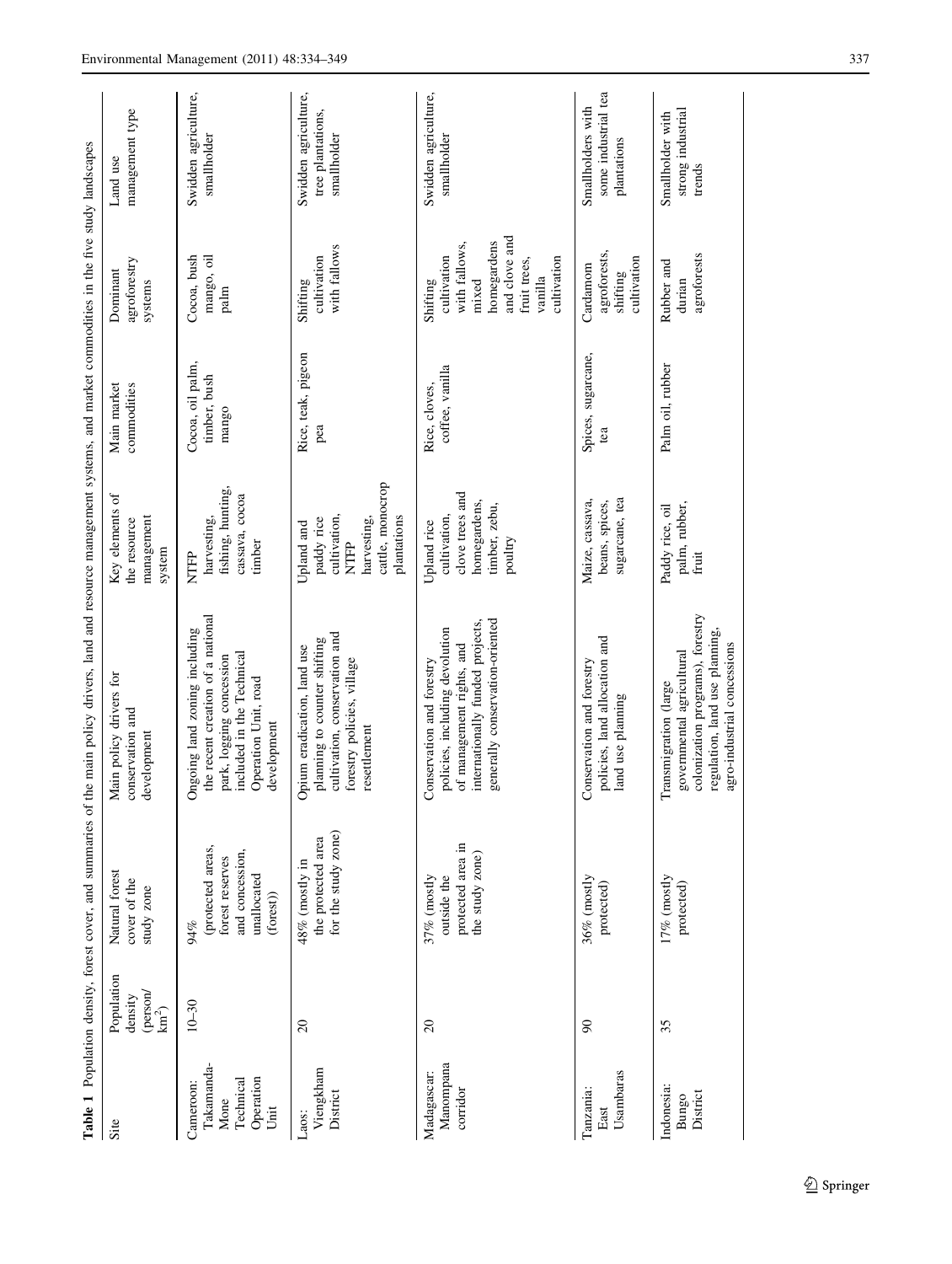**Table 1** Population density, forest cover, and summaries of the main policy drivers, land and resource management systems, and market commodities in the five study landscapes

| Site | Population density (person/km$^2$) | Natural forest cover of the study zone | Main policy drivers for conservation and development | Key elements of the resource management system | Main market commodities | Dominant agroforestry systems | Land use management type |
|---|---|---|---|---|---|---|---|
| Cameroon: Takamanda-Mone Technical Operation Unit | 10–30 | 94% (protected areas, forest reserves and concession, unallocated (forest)) | Ongoing land zoning including the recent creation of a national park, logging concession included in the Technical Operation Unit, road development | NTFP harvesting, fishing, hunting, cassava, cocoa timber | Cocoa, oil palm, timber, bush mango | Cocoa, bush mango, oil palm | Swidden agriculture, smallholder |
| Laos: Viengkham District | 20 | 48% (mostly in the protected area for the study zone) | Opium eradication, land use planning to counter shifting cultivation, conservation and forestry policies, village resettlement | Upland and paddy rice cultivation, NTFP harvesting, cattle, monocrop plantations | Rice, teak, pigeon pea | Shifting cultivation with fallows | Swidden agriculture, tree plantations, smallholder |
| Madagascar: Manompana corridor | 20 | 37% (mostly outside the protected area in the study zone) | Conservation and forestry policies, including devolution of management rights, and internationally funded projects, generally conservation-oriented | Upland rice cultivation, clove trees and homegardens, timber, zebu, poultry | Rice, cloves, coffee, vanilla | Shifting cultivation with fallows, mixed homegardens and clove and fruit trees, vanilla cultivation | Swidden agriculture, smallholder |
| Tanzania: East Usambaras | 90 | 36% (mostly protected) | Conservation and forestry policies, land allocation and land use planning | Maize, cassava, beans, spices, sugarcane, tea | Spices, sugarcane, tea | Cardamom agroforests, shifting cultivation | Smallholders with some industrial tea plantations |
| Indonesia: Bungo District | 35 | 17% (mostly protected) | Transmigration (large governmental agricultural colonization programs), forestry regulation, land use planning, agro-industrial concessions | Paddy rice, oil palm, rubber, fruit | Palm oil, rubber | Rubber and durian agroforests | Smallholder with strong industrial trends |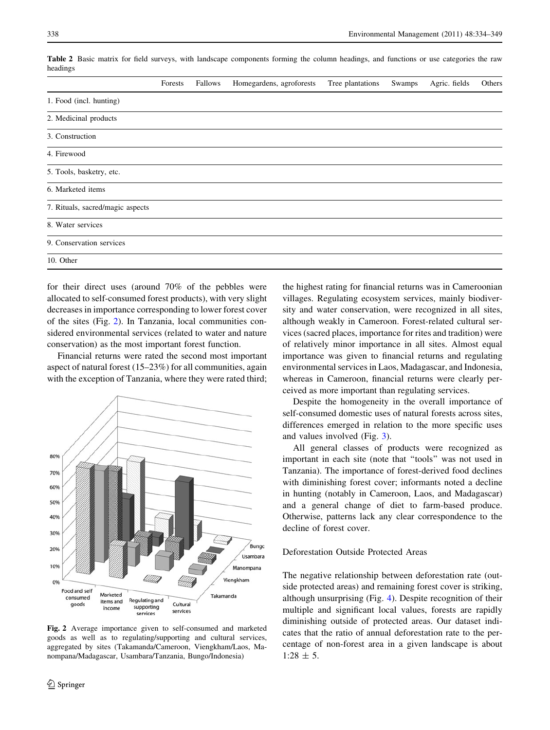**Table 2** Basic matrix for field surveys, with landscape components forming the column headings, and functions or use categories the raw headings

| | Forests | Fallows | Homegardens, agroforests | Tree plantations | Swamps | Agric. fields | Others |
|---|---|---|---|---|---|---|---|
| 1. Food (incl. hunting) | | | | | | | |
| 2. Medicinal products | | | | | | | |
| 3. Construction | | | | | | | |
| 4. Firewood | | | | | | | |
| 5. Tools, basketry, etc. | | | | | | | |
| 6. Marketed items | | | | | | | |
| 7. Rituals, sacred/magic aspects | | | | | | | |
| 8. Water services | | | | | | | |
| 9. Conservation services | | | | | | | |
| 10. Other | | | | | | | |

for their direct uses (around 70% of the pebbles were allocated to self-consumed forest products), with very slight decreases in importance corresponding to lower forest cover of the sites (Fig. 2). In Tanzania, local communities considered environmental services (related to water and nature conservation) as the most important forest function.

Financial returns were rated the second most important aspect of natural forest (15–23%) for all communities, again with the exception of Tanzania, where they were rated third;

Fig. 2 Average importance given to self-consumed and marketed goods as well as to regulating/supporting and cultural services, aggregated by sites (Takamanda/Cameroon, Viengkham/Laos, Manompana/Madagascar, Usambara/Tanzania, Bungo/Indonesia)

the highest rating for financial returns was in Cameroonian villages. Regulating ecosystem services, mainly biodiversity and water conservation, were recognized in all sites, although weakly in Cameroon. Forest-related cultural services (sacred places, importance for rites and tradition) were of relatively minor importance in all sites. Almost equal importance was given to financial returns and regulating environmental services in Laos, Madagascar, and Indonesia, whereas in Cameroon, financial returns were clearly perceived as more important than regulating services.

Despite the homogeneity in the overall importance of self-consumed domestic uses of natural forests across sites, differences emerged in relation to the more specific uses and values involved (Fig. 3).

All general classes of products were recognized as important in each site (note that "tools" was not used in Tanzania). The importance of forest-derived food declines with diminishing forest cover; informants noted a decline in hunting (notably in Cameroon, Laos, and Madagascar) and a general change of diet to farm-based produce. Otherwise, patterns lack any clear correspondence to the decline of forest cover.

### Deforestation Outside Protected Areas

The negative relationship between deforestation rate (outside protected areas) and remaining forest cover is striking, although unsurprising (Fig. 4). Despite recognition of their multiple and significant local values, forests are rapidly diminishing outside of protected areas. Our dataset indicates that the ratio of annual deforestation rate to the percentage of non-forest area in a given landscape is about $1:28 \pm 5$.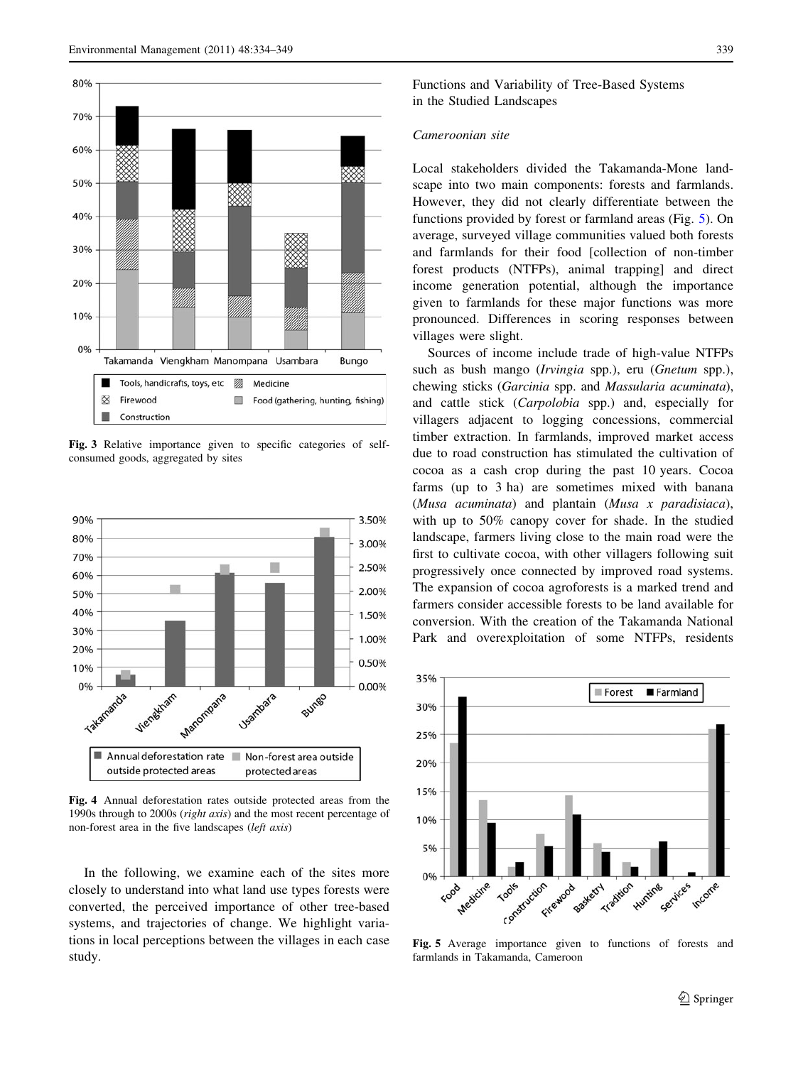Fig. 3 Relative importance given to specific categories of self-consumed goods, aggregated by sites

Fig. 4 Annual deforestation rates outside protected areas from the 1990s through to 2000s (*right axis*) and the most recent percentage of non-forest area in the five landscapes (*left axis*)

In the following, we examine each of the sites more closely to understand into what land use types forests were converted, the perceived importance of other tree-based systems, and trajectories of change. We highlight variations in local perceptions between the villages in each case study.

## Functions and Variability of Tree-Based Systems in the Studied Landscapes

### *Cameroonian site*

Local stakeholders divided the Takamanda-Mone landscape into two main components: forests and farmlands. However, they did not clearly differentiate between the functions provided by forest or farmland areas (Fig. 5). On average, surveyed village communities valued both forests and farmlands for their food [collection of non-timber forest products (NTFPs), animal trapping] and direct income generation potential, although the importance given to farmlands for these major functions was more pronounced. Differences in scoring responses between villages were slight.

Sources of income include trade of high-value NTFPs such as bush mango (*Irvingia* spp.), eru (*Gnetum* spp.), chewing sticks (*Garcinia* spp. and *Massularia acuminata*), and cattle stick (*Carpolobia* spp.) and, especially for villagers adjacent to logging concessions, commercial timber extraction. In farmlands, improved market access due to road construction has stimulated the cultivation of cocoa as a cash crop during the past 10 years. Cocoa farms (up to 3 ha) are sometimes mixed with banana (*Musa acuminata*) and plantain (*Musa x paradisiaca*), with up to 50% canopy cover for shade. In the studied landscape, farmers living close to the main road were the first to cultivate cocoa, with other villagers following suit progressively once connected by improved road systems. The expansion of cocoa agroforests is a marked trend and farmers consider accessible forests to be land available for conversion. With the creation of the Takamanda National Park and overexploitation of some NTFPs, residents

Fig. 5 Average importance given to functions of forests and farmlands in Takamanda, Cameroon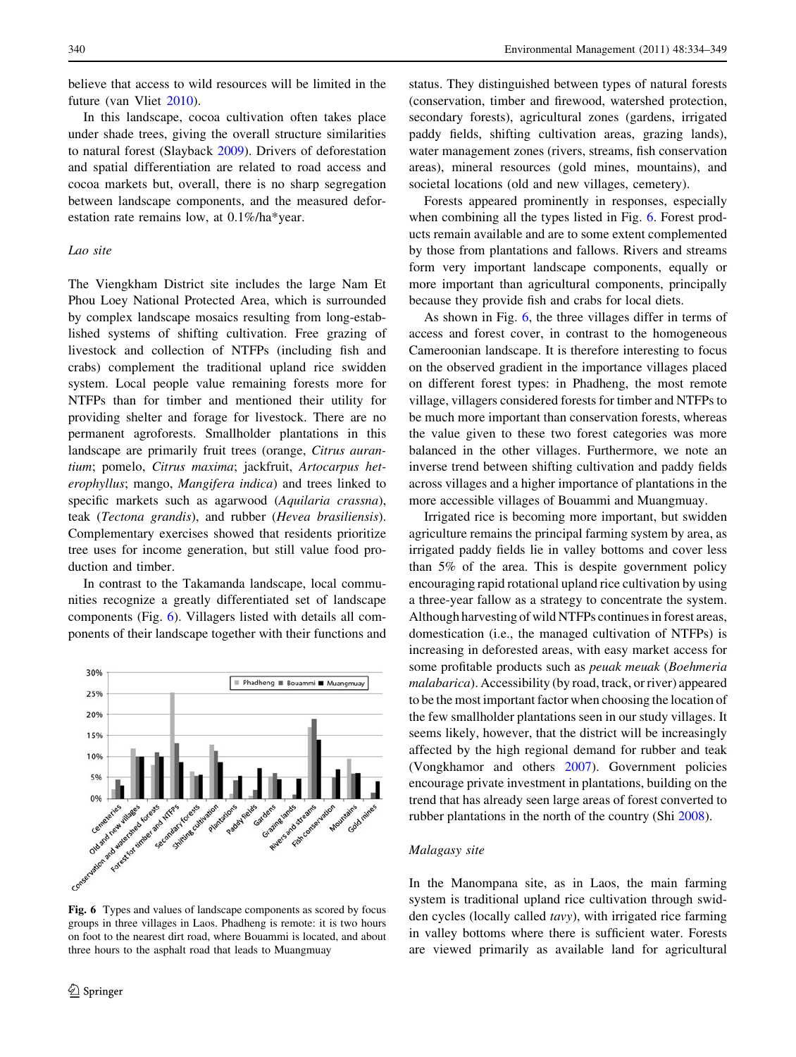believe that access to wild resources will be limited in the future (van Vliet 2010).

In this landscape, cocoa cultivation often takes place under shade trees, giving the overall structure similarities to natural forest (Slayback 2009). Drivers of deforestation and spatial differentiation are related to road access and cocoa markets but, overall, there is no sharp segregation between landscape components, and the measured deforestation rate remains low, at 0.1%/ha*year.

### *Lao site*

The Viengkham District site includes the large Nam Et Phou Loey National Protected Area, which is surrounded by complex landscape mosaics resulting from long-established systems of shifting cultivation. Free grazing of livestock and collection of NTFPs (including fish and crabs) complement the traditional upland rice swidden system. Local people value remaining forests more for NTFPs than for timber and mentioned their utility for providing shelter and forage for livestock. There are no permanent agroforests. Smallholder plantations in this landscape are primarily fruit trees (orange, *Citrus aurantium*; pomelo, *Citrus maxima*; jackfruit, *Artocarpus heterophyllus*; mango, *Mangifera indica*) and trees linked to specific markets such as agarwood (*Aquilaria crassna*), teak (*Tectona grandis*), and rubber (*Hevea brasiliensis*). Complementary exercises showed that residents prioritize tree uses for income generation, but still value food production and timber.

In contrast to the Takamanda landscape, local communities recognize a greatly differentiated set of landscape components (Fig. 6). Villagers listed with details all components of their landscape together with their functions and status. They distinguished between types of natural forests (conservation, timber and firewood, watershed protection, secondary forests), agricultural zones (gardens, irrigated paddy fields, shifting cultivation areas, grazing lands), water management zones (rivers, streams, fish conservation areas), mineral resources (gold mines, mountains), and societal locations (old and new villages, cemetery).

Forests appeared prominently in responses, especially when combining all the types listed in Fig. 6. Forest products remain available and are to some extent complemented by those from plantations and fallows. Rivers and streams form very important landscape components, equally or more important than agricultural components, principally because they provide fish and crabs for local diets.

As shown in Fig. 6, the three villages differ in terms of access and forest cover, in contrast to the homogeneous Cameroonian landscape. It is therefore interesting to focus on the observed gradient in the importance villages placed on different forest types: in Phadheng, the most remote village, villagers considered forests for timber and NTFPs to be much more important than conservation forests, whereas the value given to these two forest categories was more balanced in the other villages. Furthermore, we note an inverse trend between shifting cultivation and paddy fields across villages and a higher importance of plantations in the more accessible villages of Bouammi and Muangmuay.

Irrigated rice is becoming more important, but swidden agriculture remains the principal farming system by area, as irrigated paddy fields lie in valley bottoms and cover less than 5% of the area. This is despite government policy encouraging rapid rotational upland rice cultivation by using a three-year fallow as a strategy to concentrate the system. Although harvesting of wild NTFPs continues in forest areas, domestication (i.e., the managed cultivation of NTFPs) is increasing in deforested areas, with easy market access for some profitable products such as *peuak meuak* (*Boehmeria malabarica*). Accessibility (by road, track, or river) appeared to be the most important factor when choosing the location of the few smallholder plantations seen in our study villages. It seems likely, however, that the district will be increasingly affected by the high regional demand for rubber and teak (Vongkhamor and others 2007). Government policies encourage private investment in plantations, building on the trend that has already seen large areas of forest converted to rubber plantations in the north of the country (Shi 2008).

30%
25%
20%
15%
10%
5%
0%

Phadheng Bouammi Muangmuay

Cemeteries
Old and new villages
Conservation and watershed forests
Forest for timber and NTFPs
Secondary forests
Shifting cultivation
Plantations
Paddy fields
Gardens
Grazing lands
Rivers and streams
Fish conservation
Mountains
Gold mines

**Fig. 6** Types and values of landscape components as scored by focus groups in three villages in Laos. Phadheng is remote: it is two hours on foot to the nearest dirt road, where Bouammi is located, and about three hours to the asphalt road that leads to Muangmuay

### *Malagasy site*

In the Manompana site, as in Laos, the main farming system is traditional upland rice cultivation through swidden cycles (locally called *tavy*), with irrigated rice farming in valley bottoms where there is sufficient water. Forests are viewed primarily as available land for agricultural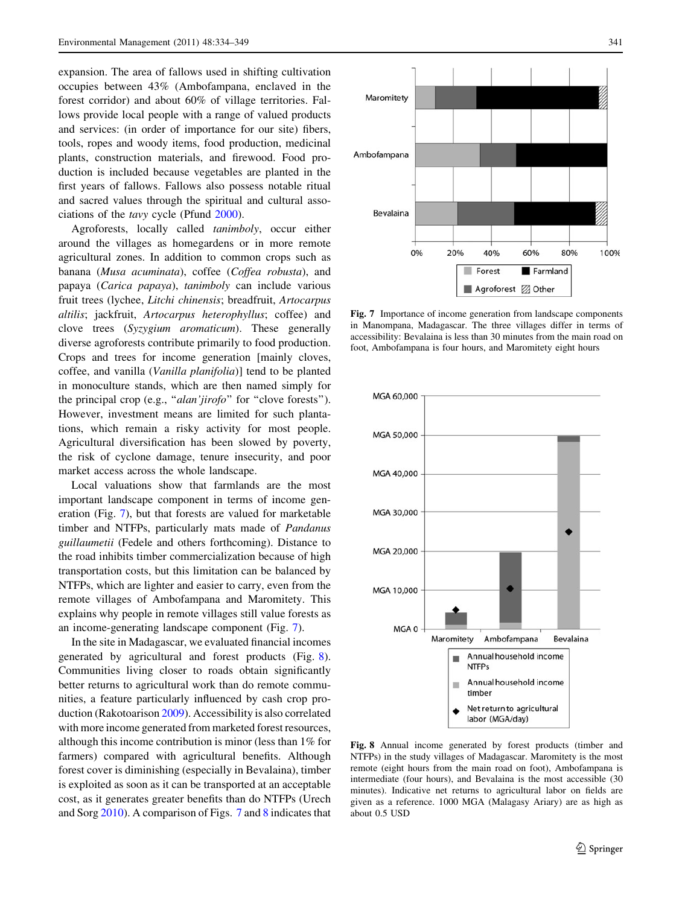expansion. The area of fallows used in shifting cultivation occupies between 43% (Ambofampana, enclaved in the forest corridor) and about 60% of village territories. Fallows provide local people with a range of valued products and services: (in order of importance for our site) fibers, tools, ropes and woody items, food production, medicinal plants, construction materials, and firewood. Food production is included because vegetables are planted in the first years of fallows. Fallows also possess notable ritual and sacred values through the spiritual and cultural associations of the *tavy* cycle (Pfund 2000).

Agroforests, locally called *tanimboly*, occur either around the villages as homegardens or in more remote agricultural zones. In addition to common crops such as banana (*Musa acuminata*), coffee (*Coffea robusta*), and papaya (*Carica papaya*), *tanimboly* can include various fruit trees (lychee, *Litchi chinensis*; breadfruit, *Artocarpus altilis*; jackfruit, *Artocarpus heterophyllus*; coffee) and clove trees (*Syzygium aromaticum*). These generally diverse agroforests contribute primarily to food production. Crops and trees for income generation [mainly cloves, coffee, and vanilla (*Vanilla planifolia*)] tend to be planted in monoculture stands, which are then named simply for the principal crop (e.g., "*alan'jirofo*" for "clove forests"). However, investment means are limited for such plantations, which remain a risky activity for most people. Agricultural diversification has been slowed by poverty, the risk of cyclone damage, tenure insecurity, and poor market access across the whole landscape.

Local valuations show that farmlands are the most important landscape component in terms of income generation (Fig. 7), but that forests are valued for marketable timber and NTFPs, particularly mats made of *Pandanus guillaumetii* (Fedele and others forthcoming). Distance to the road inhibits timber commercialization because of high transportation costs, but this limitation can be balanced by NTFPs, which are lighter and easier to carry, even from the remote villages of Ambofampana and Maromitety. This explains why people in remote villages still value forests as an income-generating landscape component (Fig. 7).

In the site in Madagascar, we evaluated financial incomes generated by agricultural and forest products (Fig. 8). Communities living closer to roads obtain significantly better returns to agricultural work than do remote communities, a feature particularly influenced by cash crop production (Rakotoarison 2009). Accessibility is also correlated with more income generated from marketed forest resources, although this income contribution is minor (less than 1% for farmers) compared with agricultural benefits. Although forest cover is diminishing (especially in Bevalaina), timber is exploited as soon as it can be transported at an acceptable cost, as it generates greater benefits than do NTFPs (Urech and Sorg 2010). A comparison of Figs. 7 and 8 indicates that

**Fig. 7** Importance of income generation from landscape components in Manompana, Madagascar. The three villages differ in terms of accessibility: Bevalaina is less than 30 minutes from the main road on foot, Ambofampana is four hours, and Maromitety eight hours

**Fig. 8** Annual income generated by forest products (timber and NTFPs) in the study villages of Madagascar. Maromitety is the most remote (eight hours from the main road on foot), Ambofampana is intermediate (four hours), and Bevalaina is the most accessible (30 minutes). Indicative net returns to agricultural labor on fields are given as a reference. 1000 MGA (Malagasy Ariary) are as high as about 0.5 USD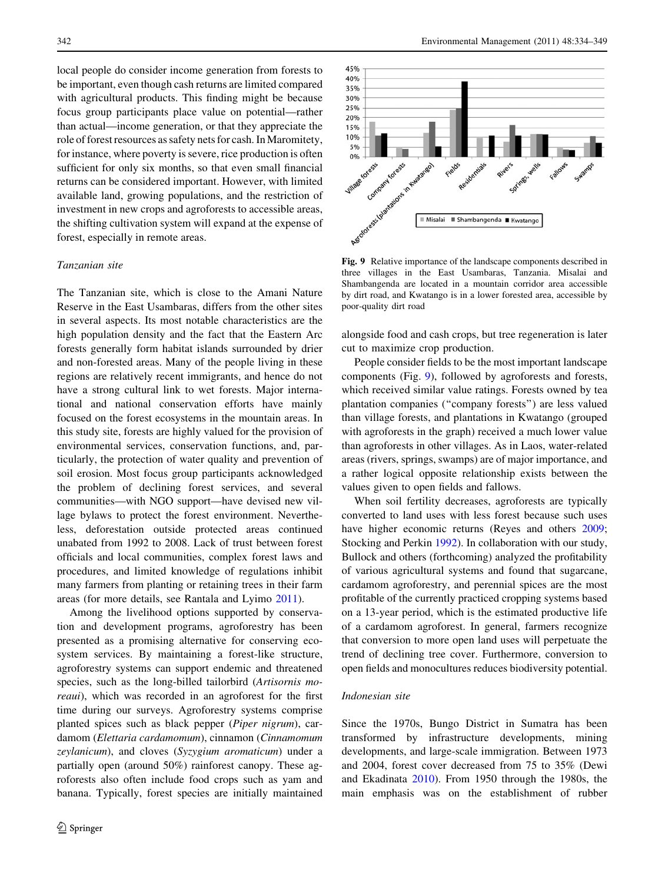local people do consider income generation from forests to be important, even though cash returns are limited compared with agricultural products. This finding might be because focus group participants place value on potential—rather than actual—income generation, or that they appreciate the role of forest resources as safety nets for cash. In Maromitety, for instance, where poverty is severe, rice production is often sufficient for only six months, so that even small financial returns can be considered important. However, with limited available land, growing populations, and the restriction of investment in new crops and agroforests to accessible areas, the shifting cultivation system will expand at the expense of forest, especially in remote areas.

*Tanzanian site*

The Tanzanian site, which is close to the Amani Nature Reserve in the East Usambaras, differs from the other sites in several aspects. Its most notable characteristics are the high population density and the fact that the Eastern Arc forests generally form habitat islands surrounded by drier and non-forested areas. Many of the people living in these regions are relatively recent immigrants, and hence do not have a strong cultural link to wet forests. Major international and national conservation efforts have mainly focused on the forest ecosystems in the mountain areas. In this study site, forests are highly valued for the provision of environmental services, conservation functions, and, particularly, the protection of water quality and prevention of soil erosion. Most focus group participants acknowledged the problem of declining forest services, and several communities—with NGO support—have devised new village bylaws to protect the forest environment. Nevertheless, deforestation outside protected areas continued unabated from 1992 to 2008. Lack of trust between forest officials and local communities, complex forest laws and procedures, and limited knowledge of regulations inhibit many farmers from planting or retaining trees in their farm areas (for more details, see Rantala and Lyimo 2011).

Among the livelihood options supported by conservation and development programs, agroforestry has been presented as a promising alternative for conserving ecosystem services. By maintaining a forest-like structure, agroforestry systems can support endemic and threatened species, such as the long-billed tailorbird (*Artisornis moreaui*), which was recorded in an agroforest for the first time during our surveys. Agroforestry systems comprise planted spices such as black pepper (*Piper nigrum*), cardamom (*Elettaria cardamomum*), cinnamon (*Cinnamomum zeylanicum*), and cloves (*Syzygium aromaticum*) under a partially open (around 50%) rainforest canopy. These agroforests also often include food crops such as yam and banana. Typically, forest species are initially maintained alongside food and cash crops, but tree regeneration is later cut to maximize crop production.

**Fig. 9** Relative importance of the landscape components described in three villages in the East Usambaras, Tanzania. Misalai and Shambangenda are located in a mountain corridor area accessible by dirt road, and Kwatango is in a lower forested area, accessible by poor-quality dirt road

People consider fields to be the most important landscape components (Fig. 9), followed by agroforests and forests, which received similar value ratings. Forests owned by tea plantation companies ("company forests") are less valued than village forests, and plantations in Kwatango (grouped with agroforests in the graph) received a much lower value than agroforests in other villages. As in Laos, water-related areas (rivers, springs, swamps) are of major importance, and a rather logical opposite relationship exists between the values given to open fields and fallows.

When soil fertility decreases, agroforests are typically converted to land uses with less forest because such uses have higher economic returns (Reyes and others 2009; Stocking and Perkin 1992). In collaboration with our study, Bullock and others (forthcoming) analyzed the profitability of various agricultural systems and found that sugarcane, cardamom agroforestry, and perennial spices are the most profitable of the currently practiced cropping systems based on a 13-year period, which is the estimated productive life of a cardamom agroforest. In general, farmers recognize that conversion to more open land uses will perpetuate the trend of declining tree cover. Furthermore, conversion to open fields and monocultures reduces biodiversity potential.

*Indonesian site*

Since the 1970s, Bungo District in Sumatra has been transformed by infrastructure developments, mining developments, and large-scale immigration. Between 1973 and 2004, forest cover decreased from 75 to 35% (Dewi and Ekadinata 2010). From 1950 through the 1980s, the main emphasis was on the establishment of rubber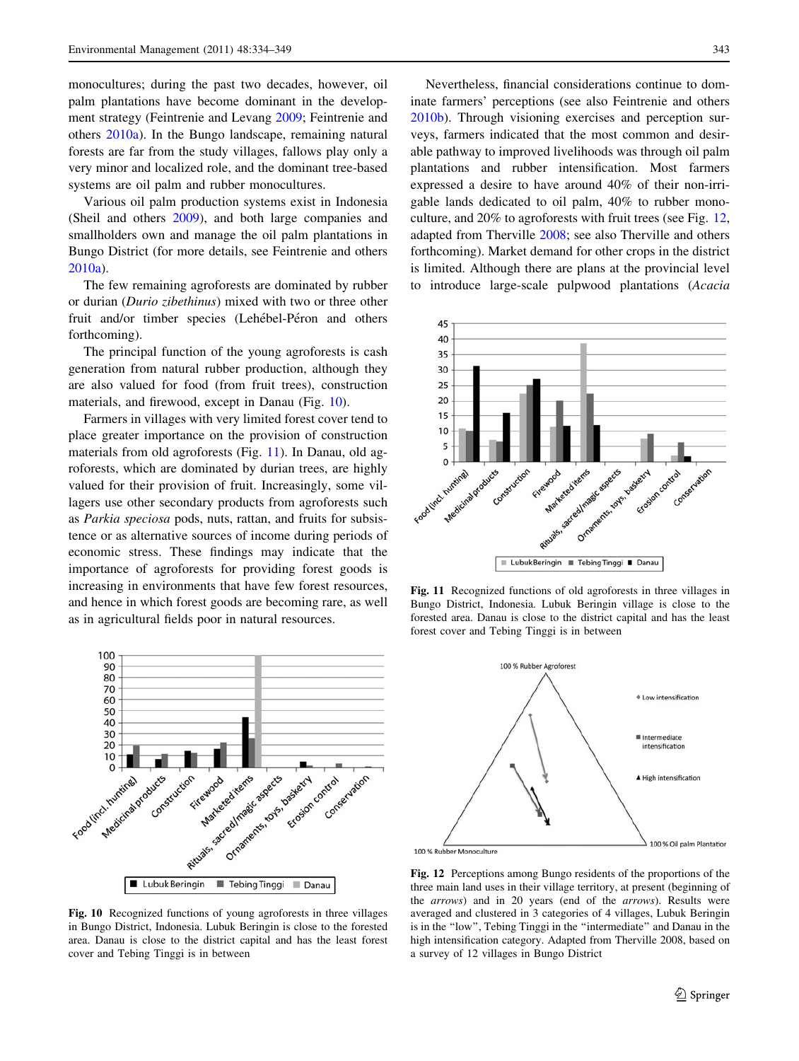monocultures; during the past two decades, however, oil palm plantations have become dominant in the development strategy (Feintrenie and Levang 2009; Feintrenie and others 2010a). In the Bungo landscape, remaining natural forests are far from the study villages, fallows play only a very minor and localized role, and the dominant tree-based systems are oil palm and rubber monocultures.

Various oil palm production systems exist in Indonesia (Sheil and others 2009), and both large companies and smallholders own and manage the oil palm plantations in Bungo District (for more details, see Feintrenie and others 2010a).

The few remaining agroforests are dominated by rubber or durian (*Durio zibethinus*) mixed with two or three other fruit and/or timber species (Lehébel-Péron and others forthcoming).

The principal function of the young agroforests is cash generation from natural rubber production, although they are also valued for food (from fruit trees), construction materials, and firewood, except in Danau (Fig. 10).

Farmers in villages with very limited forest cover tend to place greater importance on the provision of construction materials from old agroforests (Fig. 11). In Danau, old agroforests, which are dominated by durian trees, are highly valued for their provision of fruit. Increasingly, some villagers use other secondary products from agroforests such as *Parkia speciosa* pods, nuts, rattan, and fruits for subsistence or as alternative sources of income during periods of economic stress. These findings may indicate that the importance of agroforests for providing forest goods is increasing in environments that have few forest resources, and hence in which forest goods are becoming rare, as well as in agricultural fields poor in natural resources.

Fig. 10 Recognized functions of young agroforests in three villages in Bungo District, Indonesia. Lubuk Beringin is close to the forested area. Danau is close to the district capital and has the least forest cover and Tebing Tinggi is in between

Nevertheless, financial considerations continue to dominate farmers' perceptions (see also Feintrenie and others 2010b). Through visioning exercises and perception surveys, farmers indicated that the most common and desirable pathway to improved livelihoods was through oil palm plantations and rubber intensification. Most farmers expressed a desire to have around 40% of their non-irrigable lands dedicated to oil palm, 40% to rubber monoculture, and 20% to agroforests with fruit trees (see Fig. 12, adapted from Therville 2008; see also Therville and others forthcoming). Market demand for other crops in the district is limited. Although there are plans at the provincial level to introduce large-scale pulpwood plantations (*Acacia*

Fig. 11 Recognized functions of old agroforests in three villages in Bungo District, Indonesia. Lubuk Beringin village is close to the forested area. Danau is close to the district capital and has the least forest cover and Tebing Tinggi is in between

Fig. 12 Perceptions among Bungo residents of the proportions of the three main land uses in their village territory, at present (beginning of the *arrows*) and in 20 years (end of the *arrows*). Results were averaged and clustered in 3 categories of 4 villages, Lubuk Beringin is in the "low", Tebing Tinggi in the "intermediate" and Danau in the high intensification category. Adapted from Therville 2008, based on a survey of 12 villages in Bungo District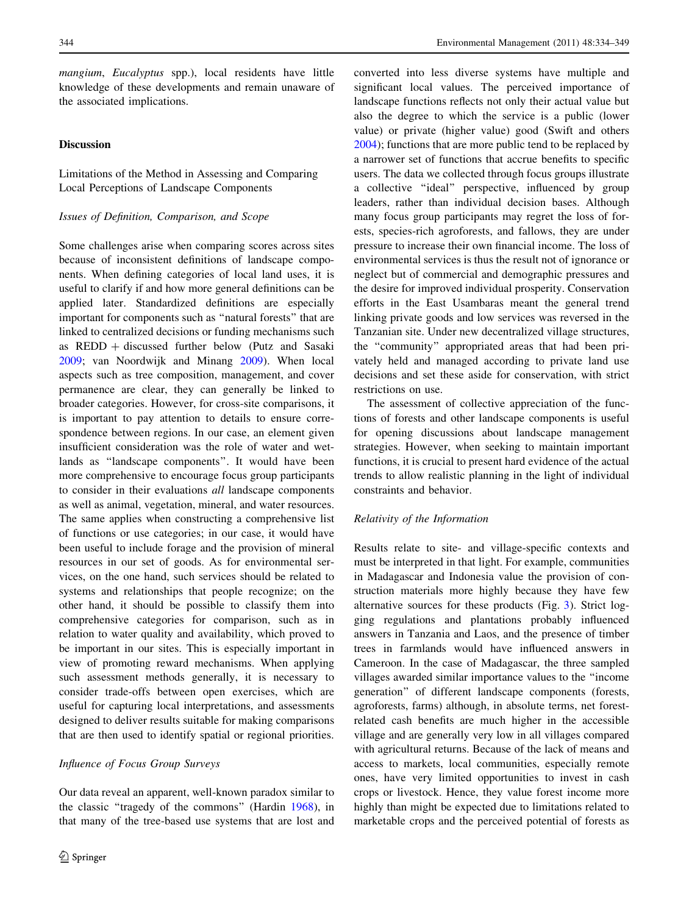*mangium*, *Eucalyptus* spp.), local residents have little knowledge of these developments and remain unaware of the associated implications.

## Discussion

### Limitations of the Method in Assessing and Comparing Local Perceptions of Landscape Components

#### *Issues of Definition, Comparison, and Scope*

Some challenges arise when comparing scores across sites because of inconsistent definitions of landscape components. When defining categories of local land uses, it is useful to clarify if and how more general definitions can be applied later. Standardized definitions are especially important for components such as "natural forests" that are linked to centralized decisions or funding mechanisms such as REDD + discussed further below (Putz and Sasaki 2009; van Noordwijk and Minang 2009). When local aspects such as tree composition, management, and cover permanence are clear, they can generally be linked to broader categories. However, for cross-site comparisons, it is important to pay attention to details to ensure correspondence between regions. In our case, an element given insufficient consideration was the role of water and wetlands as "landscape components". It would have been more comprehensive to encourage focus group participants to consider in their evaluations *all* landscape components as well as animal, vegetation, mineral, and water resources. The same applies when constructing a comprehensive list of functions or use categories; in our case, it would have been useful to include forage and the provision of mineral resources in our set of goods. As for environmental services, on the one hand, such services should be related to systems and relationships that people recognize; on the other hand, it should be possible to classify them into comprehensive categories for comparison, such as in relation to water quality and availability, which proved to be important in our sites. This is especially important in view of promoting reward mechanisms. When applying such assessment methods generally, it is necessary to consider trade-offs between open exercises, which are useful for capturing local interpretations, and assessments designed to deliver results suitable for making comparisons that are then used to identify spatial or regional priorities.

#### *Influence of Focus Group Surveys*

Our data reveal an apparent, well-known paradox similar to the classic "tragedy of the commons" (Hardin 1968), in that many of the tree-based use systems that are lost and converted into less diverse systems have multiple and significant local values. The perceived importance of landscape functions reflects not only their actual value but also the degree to which the service is a public (lower value) or private (higher value) good (Swift and others 2004); functions that are more public tend to be replaced by a narrower set of functions that accrue benefits to specific users. The data we collected through focus groups illustrate a collective "ideal" perspective, influenced by group leaders, rather than individual decision bases. Although many focus group participants may regret the loss of forests, species-rich agroforests, and fallows, they are under pressure to increase their own financial income. The loss of environmental services is thus the result not of ignorance or neglect but of commercial and demographic pressures and the desire for improved individual prosperity. Conservation efforts in the East Usambaras meant the general trend linking private goods and low services was reversed in the Tanzanian site. Under new decentralized village structures, the "community" appropriated areas that had been privately held and managed according to private land use decisions and set these aside for conservation, with strict restrictions on use.

The assessment of collective appreciation of the functions of forests and other landscape components is useful for opening discussions about landscape management strategies. However, when seeking to maintain important functions, it is crucial to present hard evidence of the actual trends to allow realistic planning in the light of individual constraints and behavior.

#### *Relativity of the Information*

Results relate to site- and village-specific contexts and must be interpreted in that light. For example, communities in Madagascar and Indonesia value the provision of construction materials more highly because they have few alternative sources for these products (Fig. 3). Strict logging regulations and plantations probably influenced answers in Tanzania and Laos, and the presence of timber trees in farmlands would have influenced answers in Cameroon. In the case of Madagascar, the three sampled villages awarded similar importance values to the "income generation" of different landscape components (forests, agroforests, farms) although, in absolute terms, net forest-related cash benefits are much higher in the accessible village and are generally very low in all villages compared with agricultural returns. Because of the lack of means and access to markets, local communities, especially remote ones, have very limited opportunities to invest in cash crops or livestock. Hence, they value forest income more highly than might be expected due to limitations related to marketable crops and the perceived potential of forests as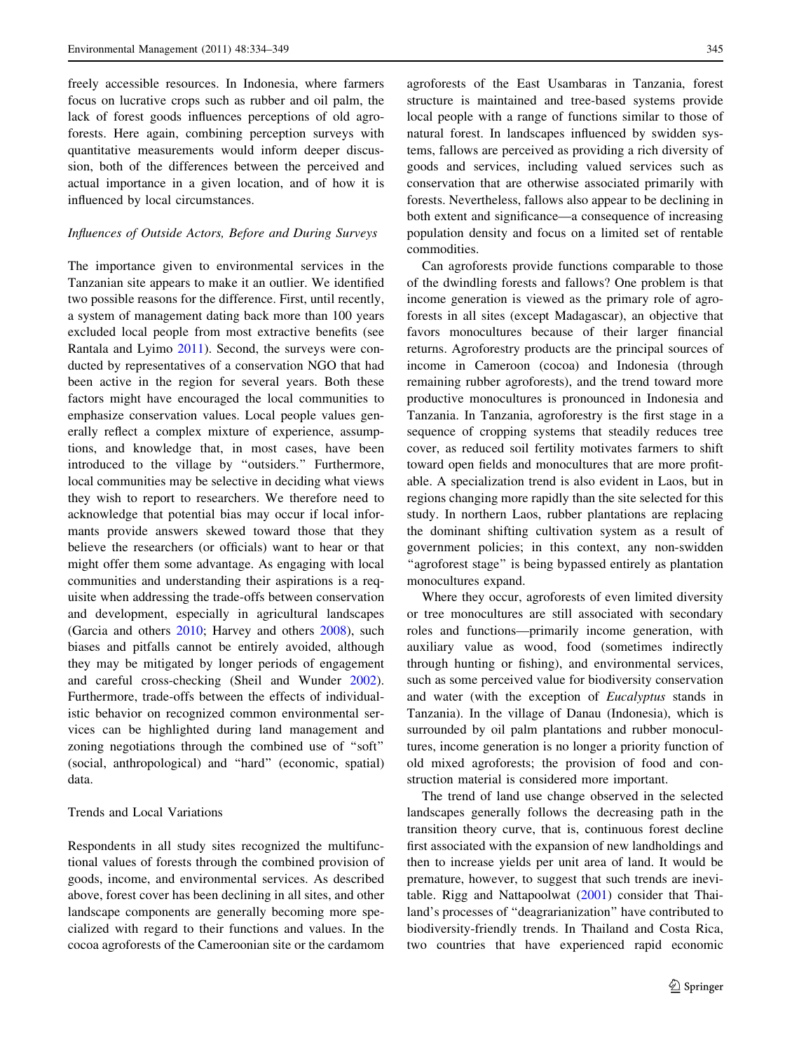freely accessible resources. In Indonesia, where farmers focus on lucrative crops such as rubber and oil palm, the lack of forest goods influences perceptions of old agroforests. Here again, combining perception surveys with quantitative measurements would inform deeper discussion, both of the differences between the perceived and actual importance in a given location, and of how it is influenced by local circumstances.

*Influences of Outside Actors, Before and During Surveys*

The importance given to environmental services in the Tanzanian site appears to make it an outlier. We identified two possible reasons for the difference. First, until recently, a system of management dating back more than 100 years excluded local people from most extractive benefits (see Rantala and Lyimo 2011). Second, the surveys were conducted by representatives of a conservation NGO that had been active in the region for several years. Both these factors might have encouraged the local communities to emphasize conservation values. Local people values generally reflect a complex mixture of experience, assumptions, and knowledge that, in most cases, have been introduced to the village by "outsiders." Furthermore, local communities may be selective in deciding what views they wish to report to researchers. We therefore need to acknowledge that potential bias may occur if local informants provide answers skewed toward those that they believe the researchers (or officials) want to hear or that might offer them some advantage. As engaging with local communities and understanding their aspirations is a requisite when addressing the trade-offs between conservation and development, especially in agricultural landscapes (Garcia and others 2010; Harvey and others 2008), such biases and pitfalls cannot be entirely avoided, although they may be mitigated by longer periods of engagement and careful cross-checking (Sheil and Wunder 2002). Furthermore, trade-offs between the effects of individualistic behavior on recognized common environmental services can be highlighted during land management and zoning negotiations through the combined use of "soft" (social, anthropological) and "hard" (economic, spatial) data.

Trends and Local Variations

Respondents in all study sites recognized the multifunctional values of forests through the combined provision of goods, income, and environmental services. As described above, forest cover has been declining in all sites, and other landscape components are generally becoming more specialized with regard to their functions and values. In the cocoa agroforests of the Cameroonian site or the cardamom agroforests of the East Usambaras in Tanzania, forest structure is maintained and tree-based systems provide local people with a range of functions similar to those of natural forest. In landscapes influenced by swidden systems, fallows are perceived as providing a rich diversity of goods and services, including valued services such as conservation that are otherwise associated primarily with forests. Nevertheless, fallows also appear to be declining in both extent and significance—a consequence of increasing population density and focus on a limited set of rentable commodities.

Can agroforests provide functions comparable to those of the dwindling forests and fallows? One problem is that income generation is viewed as the primary role of agroforests in all sites (except Madagascar), an objective that favors monocultures because of their larger financial returns. Agroforestry products are the principal sources of income in Cameroon (cocoa) and Indonesia (through remaining rubber agroforests), and the trend toward more productive monocultures is pronounced in Indonesia and Tanzania. In Tanzania, agroforestry is the first stage in a sequence of cropping systems that steadily reduces tree cover, as reduced soil fertility motivates farmers to shift toward open fields and monocultures that are more profitable. A specialization trend is also evident in Laos, but in regions changing more rapidly than the site selected for this study. In northern Laos, rubber plantations are replacing the dominant shifting cultivation system as a result of government policies; in this context, any non-swidden "agroforest stage" is being bypassed entirely as plantation monocultures expand.

Where they occur, agroforests of even limited diversity or tree monocultures are still associated with secondary roles and functions—primarily income generation, with auxiliary value as wood, food (sometimes indirectly through hunting or fishing), and environmental services, such as some perceived value for biodiversity conservation and water (with the exception of *Eucalyptus* stands in Tanzania). In the village of Danau (Indonesia), which is surrounded by oil palm plantations and rubber monocultures, income generation is no longer a priority function of old mixed agroforests; the provision of food and construction material is considered more important.

The trend of land use change observed in the selected landscapes generally follows the decreasing path in the transition theory curve, that is, continuous forest decline first associated with the expansion of new landholdings and then to increase yields per unit area of land. It would be premature, however, to suggest that such trends are inevitable. Rigg and Nattapoolwat (2001) consider that Thailand's processes of "deagrarianization" have contributed to biodiversity-friendly trends. In Thailand and Costa Rica, two countries that have experienced rapid economic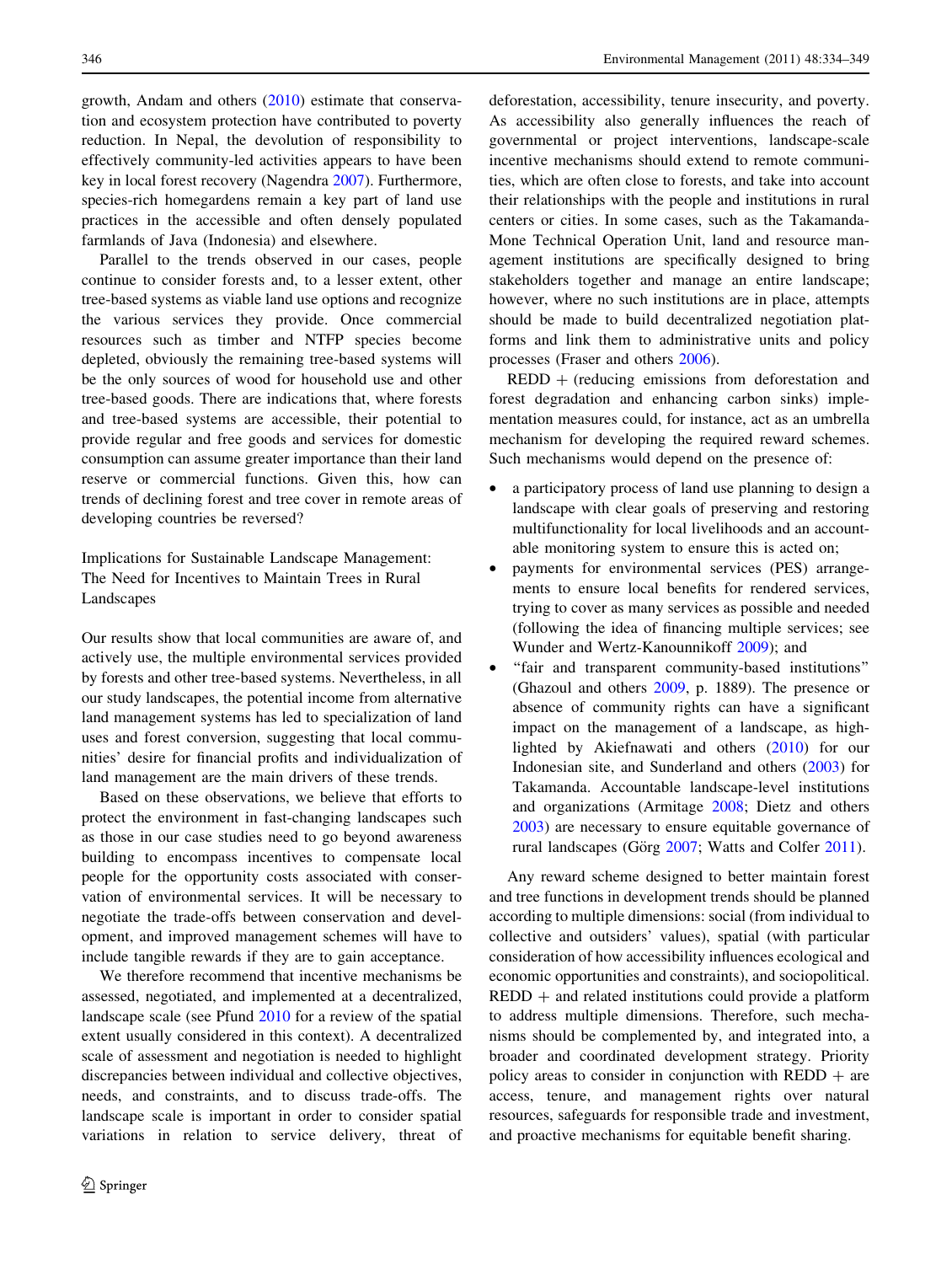growth, Andam and others (2010) estimate that conservation and ecosystem protection have contributed to poverty reduction. In Nepal, the devolution of responsibility to effectively community-led activities appears to have been key in local forest recovery (Nagendra 2007). Furthermore, species-rich homegardens remain a key part of land use practices in the accessible and often densely populated farmlands of Java (Indonesia) and elsewhere.

Parallel to the trends observed in our cases, people continue to consider forests and, to a lesser extent, other tree-based systems as viable land use options and recognize the various services they provide. Once commercial resources such as timber and NTFP species become depleted, obviously the remaining tree-based systems will be the only sources of wood for household use and other tree-based goods. There are indications that, where forests and tree-based systems are accessible, their potential to provide regular and free goods and services for domestic consumption can assume greater importance than their land reserve or commercial functions. Given this, how can trends of declining forest and tree cover in remote areas of developing countries be reversed?

## Implications for Sustainable Landscape Management: The Need for Incentives to Maintain Trees in Rural Landscapes

Our results show that local communities are aware of, and actively use, the multiple environmental services provided by forests and other tree-based systems. Nevertheless, in all our study landscapes, the potential income from alternative land management systems has led to specialization of land uses and forest conversion, suggesting that local communities' desire for financial profits and individualization of land management are the main drivers of these trends.

Based on these observations, we believe that efforts to protect the environment in fast-changing landscapes such as those in our case studies need to go beyond awareness building to encompass incentives to compensate local people for the opportunity costs associated with conservation of environmental services. It will be necessary to negotiate the trade-offs between conservation and development, and improved management schemes will have to include tangible rewards if they are to gain acceptance.

We therefore recommend that incentive mechanisms be assessed, negotiated, and implemented at a decentralized, landscape scale (see Pfund 2010 for a review of the spatial extent usually considered in this context). A decentralized scale of assessment and negotiation is needed to highlight discrepancies between individual and collective objectives, needs, and constraints, and to discuss trade-offs. The landscape scale is important in order to consider spatial variations in relation to service delivery, threat of deforestation, accessibility, tenure insecurity, and poverty. As accessibility also generally influences the reach of governmental or project interventions, landscape-scale incentive mechanisms should extend to remote communities, which are often close to forests, and take into account their relationships with the people and institutions in rural centers or cities. In some cases, such as the Takamanda-Mone Technical Operation Unit, land and resource management institutions are specifically designed to bring stakeholders together and manage an entire landscape; however, where no such institutions are in place, attempts should be made to build decentralized negotiation platforms and link them to administrative units and policy processes (Fraser and others 2006).

REDD + (reducing emissions from deforestation and forest degradation and enhancing carbon sinks) implementation measures could, for instance, act as an umbrella mechanism for developing the required reward schemes. Such mechanisms would depend on the presence of:

- a participatory process of land use planning to design a landscape with clear goals of preserving and restoring multifunctionality for local livelihoods and an accountable monitoring system to ensure this is acted on;
- payments for environmental services (PES) arrangements to ensure local benefits for rendered services, trying to cover as many services as possible and needed (following the idea of financing multiple services; see Wunder and Wertz-Kanounnikoff 2009); and
- "fair and transparent community-based institutions" (Ghazoul and others 2009, p. 1889). The presence or absence of community rights can have a significant impact on the management of a landscape, as highlighted by Akiefnawati and others (2010) for our Indonesian site, and Sunderland and others (2003) for Takamanda. Accountable landscape-level institutions and organizations (Armitage 2008; Dietz and others 2003) are necessary to ensure equitable governance of rural landscapes (Görg 2007; Watts and Colfer 2011).

Any reward scheme designed to better maintain forest and tree functions in development trends should be planned according to multiple dimensions: social (from individual to collective and outsiders' values), spatial (with particular consideration of how accessibility influences ecological and economic opportunities and constraints), and sociopolitical. REDD + and related institutions could provide a platform to address multiple dimensions. Therefore, such mechanisms should be complemented by, and integrated into, a broader and coordinated development strategy. Priority policy areas to consider in conjunction with REDD + are access, tenure, and management rights over natural resources, safeguards for responsible trade and investment, and proactive mechanisms for equitable benefit sharing.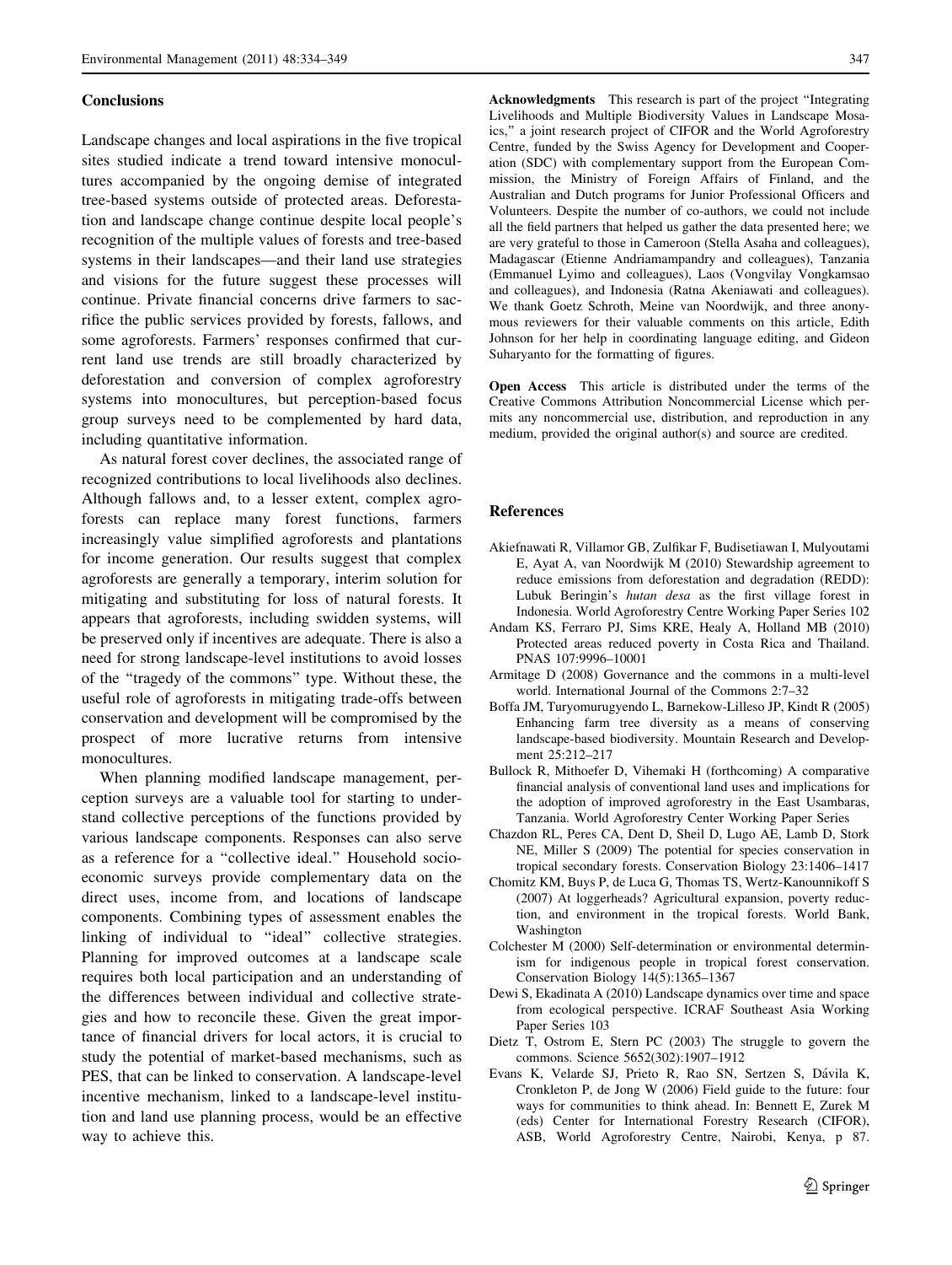## Conclusions

Landscape changes and local aspirations in the five tropical sites studied indicate a trend toward intensive monocultures accompanied by the ongoing demise of integrated tree-based systems outside of protected areas. Deforestation and landscape change continue despite local people's recognition of the multiple values of forests and tree-based systems in their landscapes—and their land use strategies and visions for the future suggest these processes will continue. Private financial concerns drive farmers to sacrifice the public services provided by forests, fallows, and some agroforests. Farmers' responses confirmed that current land use trends are still broadly characterized by deforestation and conversion of complex agroforestry systems into monocultures, but perception-based focus group surveys need to be complemented by hard data, including quantitative information.

As natural forest cover declines, the associated range of recognized contributions to local livelihoods also declines. Although fallows and, to a lesser extent, complex agroforests can replace many forest functions, farmers increasingly value simplified agroforests and plantations for income generation. Our results suggest that complex agroforests are generally a temporary, interim solution for mitigating and substituting for loss of natural forests. It appears that agroforests, including swidden systems, will be preserved only if incentives are adequate. There is also a need for strong landscape-level institutions to avoid losses of the "tragedy of the commons" type. Without these, the useful role of agroforests in mitigating trade-offs between conservation and development will be compromised by the prospect of more lucrative returns from intensive monocultures.

When planning modified landscape management, perception surveys are a valuable tool for starting to understand collective perceptions of the functions provided by various landscape components. Responses can also serve as a reference for a "collective ideal." Household socioeconomic surveys provide complementary data on the direct uses, income from, and locations of landscape components. Combining types of assessment enables the linking of individual to "ideal" collective strategies. Planning for improved outcomes at a landscape scale requires both local participation and an understanding of the differences between individual and collective strategies and how to reconcile these. Given the great importance of financial drivers for local actors, it is crucial to study the potential of market-based mechanisms, such as PES, that can be linked to conservation. A landscape-level incentive mechanism, linked to a landscape-level institution and land use planning process, would be an effective way to achieve this.

**Acknowledgments** This research is part of the project "Integrating Livelihoods and Multiple Biodiversity Values in Landscape Mosaics," a joint research project of CIFOR and the World Agroforestry Centre, funded by the Swiss Agency for Development and Cooperation (SDC) with complementary support from the European Commission, the Ministry of Foreign Affairs of Finland, and the Australian and Dutch programs for Junior Professional Officers and Volunteers. Despite the number of co-authors, we could not include all the field partners that helped us gather the data presented here; we are very grateful to those in Cameroon (Stella Asaha and colleagues), Madagascar (Etienne Andriamampandry and colleagues), Tanzania (Emmanuel Lyimo and colleagues), Laos (Vongvilay Vongkamsao and colleagues), and Indonesia (Ratna Akeniawati and colleagues). We thank Goetz Schroth, Meine van Noordwijk, and three anonymous reviewers for their valuable comments on this article, Edith Johnson for her help in coordinating language editing, and Gideon Suharyanto for the formatting of figures.

**Open Access** This article is distributed under the terms of the Creative Commons Attribution Noncommercial License which permits any noncommercial use, distribution, and reproduction in any medium, provided the original author(s) and source are credited.

## References

Akiefnawati R, Villamor GB, Zulfikar F, Budisetiawan I, Mulyoutami E, Ayat A, van Noordwijk M (2010) Stewardship agreement to reduce emissions from deforestation and degradation (REDD): Lubuk Beringin's *hutan desa* as the first village forest in Indonesia. World Agroforestry Centre Working Paper Series 102

Andam KS, Ferraro PJ, Sims KRE, Healy A, Holland MB (2010) Protected areas reduced poverty in Costa Rica and Thailand. PNAS 107:9996–10001

Armitage D (2008) Governance and the commons in a multi-level world. International Journal of the Commons 2:7–32

Boffa JM, Turyomurugyendo L, Barnekow-Lilleso JP, Kindt R (2005) Enhancing farm tree diversity as a means of conserving landscape-based biodiversity. Mountain Research and Development 25:212–217

Bullock R, Mithoefer D, Vihemaki H (forthcoming) A comparative financial analysis of conventional land uses and implications for the adoption of improved agroforestry in the East Usambaras, Tanzania. World Agroforestry Center Working Paper Series

Chazdon RL, Peres CA, Dent D, Sheil D, Lugo AE, Lamb D, Stork NE, Miller S (2009) The potential for species conservation in tropical secondary forests. Conservation Biology 23:1406–1417

Chomitz KM, Buys P, de Luca G, Thomas TS, Wertz-Kanounnikoff S (2007) At loggerheads? Agricultural expansion, poverty reduction, and environment in the tropical forests. World Bank, Washington

Colchester M (2000) Self-determination or environmental determinism for indigenous people in tropical forest conservation. Conservation Biology 14(5):1365–1367

Dewi S, Ekadinata A (2010) Landscape dynamics over time and space from ecological perspective. ICRAF Southeast Asia Working Paper Series 103

Dietz T, Ostrom E, Stern PC (2003) The struggle to govern the commons. Science 5652(302):1907–1912

Evans K, Velarde SJ, Prieto R, Rao SN, Sertzen S, Dávila K, Cronkleton P, de Jong W (2006) Field guide to the future: four ways for communities to think ahead. In: Bennett E, Zurek M (eds) Center for International Forestry Research (CIFOR), ASB, World Agroforestry Centre, Nairobi, Kenya, p 87.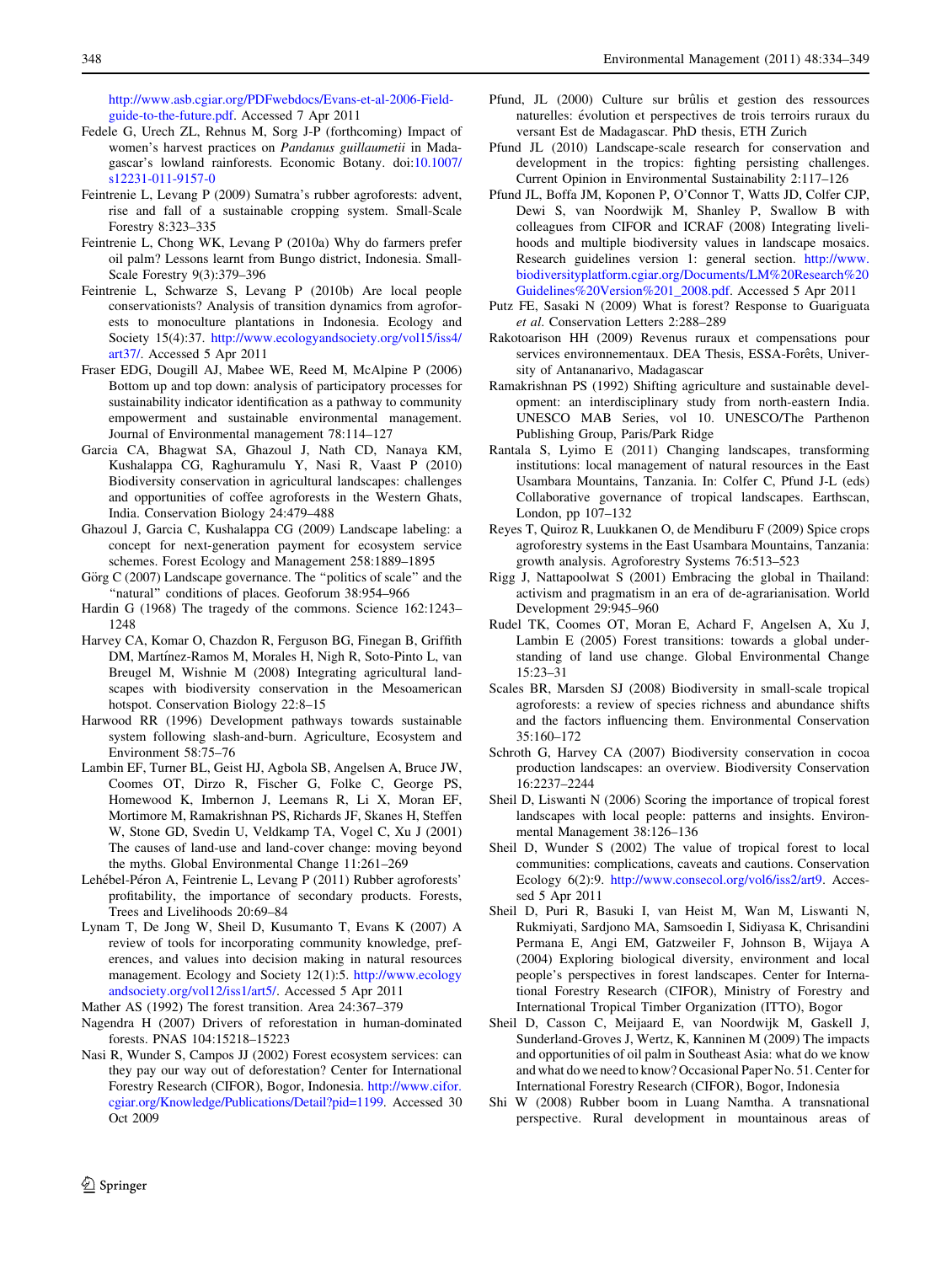http://www.asb.cgiar.org/PDFwebdocs/Evans-et-al-2006-Field-guide-to-the-future.pdf. Accessed 7 Apr 2011

Fedele G, Urech ZL, Rehnus M, Sorg J-P (forthcoming) Impact of women's harvest practices on *Pandanus guillaumetii* in Madagascar's lowland rainforests. Economic Botany. doi:10.1007/s12231-011-9157-0

Feintrenie L, Levang P (2009) Sumatra's rubber agroforests: advent, rise and fall of a sustainable cropping system. Small-Scale Forestry 8:323–335

Feintrenie L, Chong WK, Levang P (2010a) Why do farmers prefer oil palm? Lessons learnt from Bungo district, Indonesia. Small-Scale Forestry 9(3):379–396

Feintrenie L, Schwarze S, Levang P (2010b) Are local people conservationists? Analysis of transition dynamics from agroforests to monoculture plantations in Indonesia. Ecology and Society 15(4):37. http://www.ecologyandsociety.org/vol15/iss4/art37/. Accessed 5 Apr 2011

Fraser EDG, Dougill AJ, Mabee WE, Reed M, McAlpine P (2006) Bottom up and top down: analysis of participatory processes for sustainability indicator identification as a pathway to community empowerment and sustainable environmental management. Journal of Environmental management 78:114–127

Garcia CA, Bhagwat SA, Ghazoul J, Nath CD, Nanaya KM, Kushalappa CG, Raghuramulu Y, Nasi R, Vaast P (2010) Biodiversity conservation in agricultural landscapes: challenges and opportunities of coffee agroforests in the Western Ghats, India. Conservation Biology 24:479–488

Ghazoul J, Garcia C, Kushalappa CG (2009) Landscape labeling: a concept for next-generation payment for ecosystem service schemes. Forest Ecology and Management 258:1889–1895

Görg C (2007) Landscape governance. The "politics of scale" and the "natural" conditions of places. Geoforum 38:954–966

Hardin G (1968) The tragedy of the commons. Science 162:1243–1248

Harvey CA, Komar O, Chazdon R, Ferguson BG, Finegan B, Griffith DM, Martínez-Ramos M, Morales H, Nigh R, Soto-Pinto L, van Breugel M, Wishnie M (2008) Integrating agricultural landscapes with biodiversity conservation in the Mesoamerican hotspot. Conservation Biology 22:8–15

Harwood RR (1996) Development pathways towards sustainable system following slash-and-burn. Agriculture, Ecosystem and Environment 58:75–76

Lambin EF, Turner BL, Geist HJ, Agbola SB, Angelsen A, Bruce JW, Coomes OT, Dirzo R, Fischer G, Folke C, George PS, Homewood K, Imbernon J, Leemans R, Li X, Moran EF, Mortimore M, Ramakrishnan PS, Richards JF, Skanes H, Steffen W, Stone GD, Svedin U, Veldkamp TA, Vogel C, Xu J (2001) The causes of land-use and land-cover change: moving beyond the myths. Global Environmental Change 11:261–269

Lehébel-Péron A, Feintrenie L, Levang P (2011) Rubber agroforests' profitability, the importance of secondary products. Forests, Trees and Livelihoods 20:69–84

Lynam T, De Jong W, Sheil D, Kusumanto T, Evans K (2007) A review of tools for incorporating community knowledge, preferences, and values into decision making in natural resources management. Ecology and Society 12(1):5. http://www.ecologyandsociety.org/vol12/iss1/art5/. Accessed 5 Apr 2011

Mather AS (1992) The forest transition. Area 24:367–379

Nagendra H (2007) Drivers of reforestation in human-dominated forests. PNAS 104:15218–15223

Nasi R, Wunder S, Campos JJ (2002) Forest ecosystem services: can they pay our way out of deforestation? Center for International Forestry Research (CIFOR), Bogor, Indonesia. http://www.cifor.cgiar.org/Knowledge/Publications/Detail?pid=1199. Accessed 30 Oct 2009

Pfund, JL (2000) Culture sur brûlis et gestion des ressources naturelles: évolution et perspectives de trois terroirs ruraux du versant Est de Madagascar. PhD thesis, ETH Zurich

Pfund JL (2010) Landscape-scale research for conservation and development in the tropics: fighting persisting challenges. Current Opinion in Environmental Sustainability 2:117–126

Pfund JL, Boffa JM, Koponen P, O'Connor T, Watts JD, Colfer CJP, Dewi S, van Noordwijk M, Shanley P, Swallow B with colleagues from CIFOR and ICRAF (2008) Integrating livelihoods and multiple biodiversity values in landscape mosaics. Research guidelines version 1: general section. http://www.biodiversityplatform.cgiar.org/Documents/LM%20Research%20Guidelines%20Version%201_2008.pdf. Accessed 5 Apr 2011

Putz FE, Sasaki N (2009) What is forest? Response to Guariguata *et al*. Conservation Letters 2:288–289

Rakotoarison HH (2009) Revenus ruraux et compensations pour services environnementaux. DEA Thesis, ESSA-Forêts, University of Antananarivo, Madagascar

Ramakrishnan PS (1992) Shifting agriculture and sustainable development: an interdisciplinary study from north-eastern India. UNESCO MAB Series, vol 10. UNESCO/The Parthenon Publishing Group, Paris/Park Ridge

Rantala S, Lyimo E (2011) Changing landscapes, transforming institutions: local management of natural resources in the East Usambara Mountains, Tanzania. In: Colfer C, Pfund J-L (eds) Collaborative governance of tropical landscapes. Earthscan, London, pp 107–132

Reyes T, Quiroz R, Luukkanen O, de Mendiburu F (2009) Spice crops agroforestry systems in the East Usambara Mountains, Tanzania: growth analysis. Agroforestry Systems 76:513–523

Rigg J, Nattapoolwat S (2001) Embracing the global in Thailand: activism and pragmatism in an era of de-agrarianisation. World Development 29:945–960

Rudel TK, Coomes OT, Moran E, Achard F, Angelsen A, Xu J, Lambin E (2005) Forest transitions: towards a global understanding of land use change. Global Environmental Change 15:23–31

Scales BR, Marsden SJ (2008) Biodiversity in small-scale tropical agroforests: a review of species richness and abundance shifts and the factors influencing them. Environmental Conservation 35:160–172

Schroth G, Harvey CA (2007) Biodiversity conservation in cocoa production landscapes: an overview. Biodiversity Conservation 16:2237–2244

Sheil D, Liswanti N (2006) Scoring the importance of tropical forest landscapes with local people: patterns and insights. Environmental Management 38:126–136

Sheil D, Wunder S (2002) The value of tropical forest to local communities: complications, caveats and cautions. Conservation Ecology 6(2):9. http://www.consecol.org/vol6/iss2/art9. Accessed 5 Apr 2011

Sheil D, Puri R, Basuki I, van Heist M, Wan M, Liswanti N, Rukmiyati, Sardjono MA, Samsoedin I, Sidiyasa K, Chrisandini Permana E, Angi EM, Gatzweiler F, Johnson B, Wijaya A (2004) Exploring biological diversity, environment and local people's perspectives in forest landscapes. Center for International Forestry Research (CIFOR), Ministry of Forestry and International Tropical Timber Organization (ITTO), Bogor

Sheil D, Casson C, Meijaard E, van Noordwijk M, Gaskell J, Sunderland-Groves J, Wertz, K, Kanninen M (2009) The impacts and opportunities of oil palm in Southeast Asia: what do we know and what do we need to know? Occasional Paper No. 51. Center for International Forestry Research (CIFOR), Bogor, Indonesia

Shi W (2008) Rubber boom in Luang Namtha. A transnational perspective. Rural development in mountainous areas of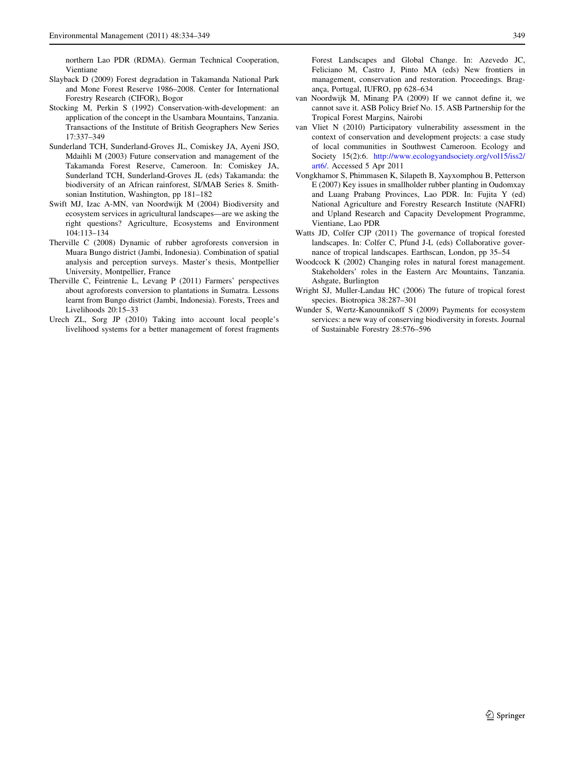northern Lao PDR (RDMA). German Technical Cooperation, Vientiane

Slayback D (2009) Forest degradation in Takamanda National Park and Mone Forest Reserve 1986–2008. Center for International Forestry Research (CIFOR), Bogor

Stocking M, Perkin S (1992) Conservation-with-development: an application of the concept in the Usambara Mountains, Tanzania. Transactions of the Institute of British Geographers New Series 17:337–349

Sunderland TCH, Sunderland-Groves JL, Comiskey JA, Ayeni JSO, Mdaihli M (2003) Future conservation and management of the Takamanda Forest Reserve, Cameroon. In: Comiskey JA, Sunderland TCH, Sunderland-Groves JL (eds) Takamanda: the biodiversity of an African rainforest, SI/MAB Series 8. Smithsonian Institution, Washington, pp 181–182

Swift MJ, Izac A-MN, van Noordwijk M (2004) Biodiversity and ecosystem services in agricultural landscapes—are we asking the right questions? Agriculture, Ecosystems and Environment 104:113–134

Therville C (2008) Dynamic of rubber agroforests conversion in Muara Bungo district (Jambi, Indonesia). Combination of spatial analysis and perception surveys. Master's thesis, Montpellier University, Montpellier, France

Therville C, Feintrenie L, Levang P (2011) Farmers' perspectives about agroforests conversion to plantations in Sumatra. Lessons learnt from Bungo district (Jambi, Indonesia). Forests, Trees and Livelihoods 20:15–33

Urech ZL, Sorg JP (2010) Taking into account local people's livelihood systems for a better management of forest fragments Forest Landscapes and Global Change. In: Azevedo JC, Feliciano M, Castro J, Pinto MA (eds) New frontiers in management, conservation and restoration. Proceedings. Bragança, Portugal, IUFRO, pp 628–634

van Noordwijk M, Minang PA (2009) If we cannot define it, we cannot save it. ASB Policy Brief No. 15. ASB Partnership for the Tropical Forest Margins, Nairobi

van Vliet N (2010) Participatory vulnerability assessment in the context of conservation and development projects: a case study of local communities in Southwest Cameroon. Ecology and Society 15(2):6. http://www.ecologyandsociety.org/vol15/iss2/art6/. Accessed 5 Apr 2011

Vongkhamor S, Phimmasen K, Silapeth B, Xayxomphou B, Petterson E (2007) Key issues in smallholder rubber planting in Oudomxay and Luang Prabang Provinces, Lao PDR. In: Fujita Y (ed) National Agriculture and Forestry Research Institute (NAFRI) and Upland Research and Capacity Development Programme, Vientiane, Lao PDR

Watts JD, Colfer CJP (2011) The governance of tropical forested landscapes. In: Colfer C, Pfund J-L (eds) Collaborative governance of tropical landscapes. Earthscan, London, pp 35–54

Woodcock K (2002) Changing roles in natural forest management. Stakeholders' roles in the Eastern Arc Mountains, Tanzania. Ashgate, Burlington

Wright SJ, Muller-Landau HC (2006) The future of tropical forest species. Biotropica 38:287–301

Wunder S, Wertz-Kanounnikoff S (2009) Payments for ecosystem services: a new way of conserving biodiversity in forests. Journal of Sustainable Forestry 28:576–596